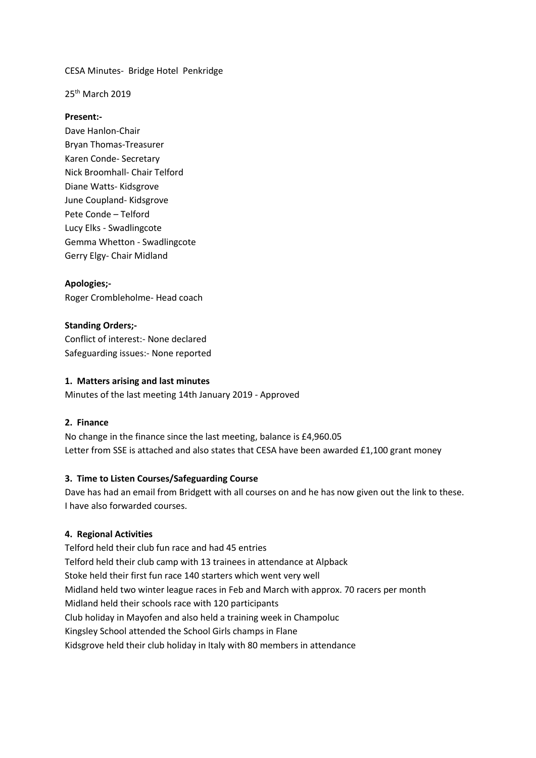CESA Minutes- Bridge Hotel Penkridge

25th March 2019

**Present:-**

Dave Hanlon-Chair
Bryan Thomas-Treasurer
Karen Conde- Secretary
Nick Broomhall- Chair Telford
Diane Watts- Kidsgrove
June Coupland- Kidsgrove
Pete Conde – Telford
Lucy Elks - Swadlingcote
Gemma Whetton - Swadlingcote
Gerry Elgy- Chair Midland

**Apologies;-**

Roger Crombleholme- Head coach

**Standing Orders;-**

Conflict of interest:- None declared
Safeguarding issues:- None reported

**1. Matters arising and last minutes**

Minutes of the last meeting 14th January 2019 - Approved

**2. Finance**

No change in the finance since the last meeting, balance is £4,960.05
Letter from SSE is attached and also states that CESA have been awarded £1,100 grant money

**3. Time to Listen Courses/Safeguarding Course**

Dave has had an email from Bridgett with all courses on and he has now given out the link to these.
I have also forwarded courses.

**4. Regional Activities**

Telford held their club fun race and had 45 entries
Telford held their club camp with 13 trainees in attendance at Alpback
Stoke held their first fun race 140 starters which went very well
Midland held two winter league races in Feb and March with approx. 70 racers per month
Midland held their schools race with 120 participants
Club holiday in Mayofen and also held a training week in Champoluc
Kingsley School attended the School Girls champs in Flane
Kidsgrove held their club holiday in Italy with 80 members in attendance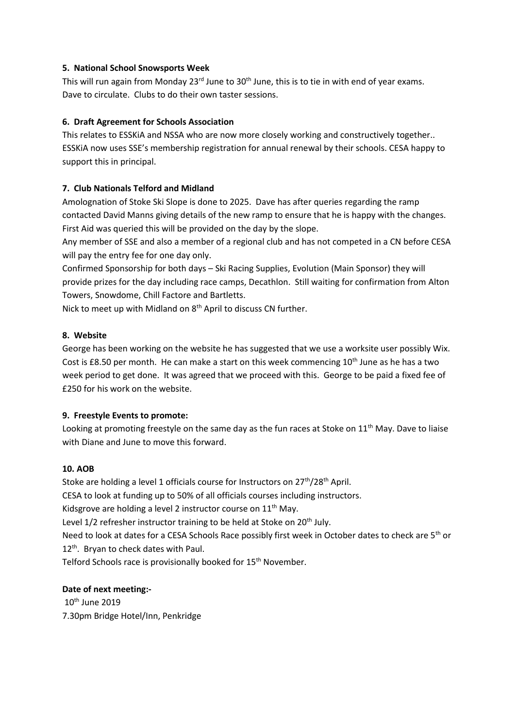**5. National School Snowsports Week**

This will run again from Monday 23rd June to 30th June, this is to tie in with end of year exams. Dave to circulate. Clubs to do their own taster sessions.

**6. Draft Agreement for Schools Association**

This relates to ESSKiA and NSSA who are now more closely working and constructively together.. ESSKiA now uses SSE's membership registration for annual renewal by their schools. CESA happy to support this in principal.

**7. Club Nationals Telford and Midland**

Amolognation of Stoke Ski Slope is done to 2025. Dave has after queries regarding the ramp contacted David Manns giving details of the new ramp to ensure that he is happy with the changes. First Aid was queried this will be provided on the day by the slope.

Any member of SSE and also a member of a regional club and has not competed in a CN before CESA will pay the entry fee for one day only.

Confirmed Sponsorship for both days – Ski Racing Supplies, Evolution (Main Sponsor) they will provide prizes for the day including race camps, Decathlon. Still waiting for confirmation from Alton Towers, Snowdome, Chill Factore and Bartletts.

Nick to meet up with Midland on 8th April to discuss CN further.

**8. Website**

George has been working on the website he has suggested that we use a worksite user possibly Wix. Cost is £8.50 per month. He can make a start on this week commencing 10th June as he has a two week period to get done. It was agreed that we proceed with this. George to be paid a fixed fee of £250 for his work on the website.

**9. Freestyle Events to promote:**

Looking at promoting freestyle on the same day as the fun races at Stoke on 11th May. Dave to liaise with Diane and June to move this forward.

**10. AOB**

Stoke are holding a level 1 officials course for Instructors on 27th/28th April.

CESA to look at funding up to 50% of all officials courses including instructors.

Kidsgrove are holding a level 2 instructor course on 11th May.

Level 1/2 refresher instructor training to be held at Stoke on 20th July.

Need to look at dates for a CESA Schools Race possibly first week in October dates to check are 5th or 12th. Bryan to check dates with Paul.

Telford Schools race is provisionally booked for 15th November.

**Date of next meeting:-**

10th June 2019

7.30pm Bridge Hotel/Inn, Penkridge